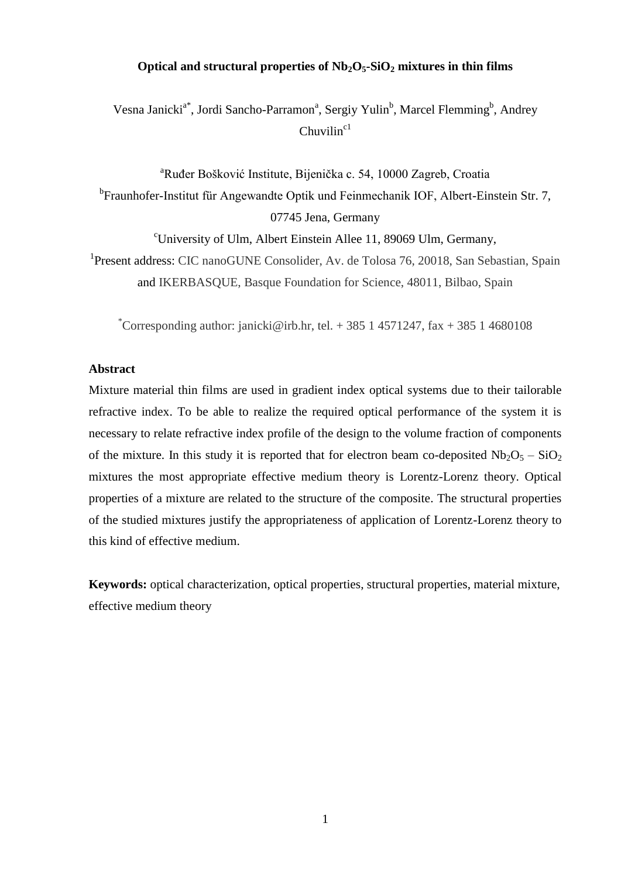# Optical and structural properties of $Nb_2O_5$-$SiO_2$ mixtures in thin films

Vesna Janicki[a*], Jordi Sancho-Parramon[a], Sergiy Yulin[b], Marcel Flemming[b], Andrey Chuvilin[c1]

[a]Ruđer Bošković Institute, Bijenička c. 54, 10000 Zagreb, Croatia

[b]Fraunhofer-Institut für Angewandte Optik und Feinmechanik IOF, Albert-Einstein Str. 7, 07745 Jena, Germany

[c]University of Ulm, Albert Einstein Allee 11, 89069 Ulm, Germany,

[1]Present address: CIC nanoGUNE Consolider, Av. de Tolosa 76, 20018, San Sebastian, Spain and IKERBASQUE, Basque Foundation for Science, 48011, Bilbao, Spain

[*]Corresponding author: janicki@irb.hr, tel. + 385 1 4571247, fax + 385 1 4680108

## Abstract

Mixture material thin films are used in gradient index optical systems due to their tailorable refractive index. To be able to realize the required optical performance of the system it is necessary to relate refractive index profile of the design to the volume fraction of components of the mixture. In this study it is reported that for electron beam co-deposited $Nb_2O_5$ – $SiO_2$ mixtures the most appropriate effective medium theory is Lorentz-Lorenz theory. Optical properties of a mixture are related to the structure of the composite. The structural properties of the studied mixtures justify the appropriateness of application of Lorentz-Lorenz theory to this kind of effective medium.

**Keywords:** optical characterization, optical properties, structural properties, material mixture, effective medium theory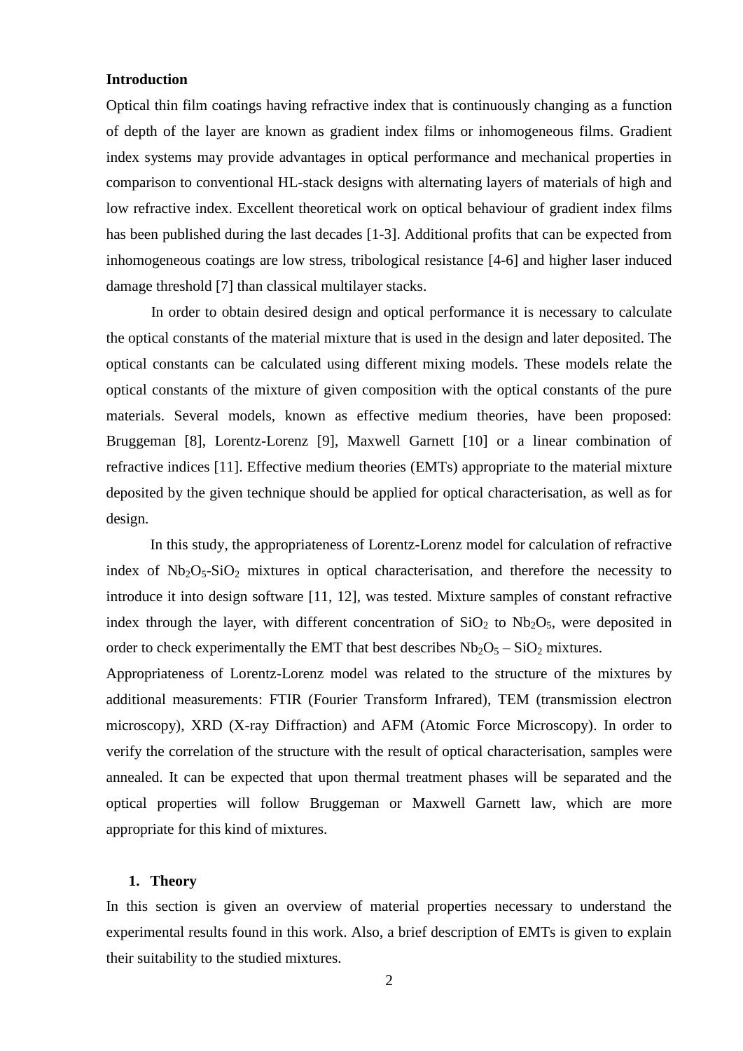### Introduction

Optical thin film coatings having refractive index that is continuously changing as a function of depth of the layer are known as gradient index films or inhomogeneous films. Gradient index systems may provide advantages in optical performance and mechanical properties in comparison to conventional HL-stack designs with alternating layers of materials of high and low refractive index. Excellent theoretical work on optical behaviour of gradient index films has been published during the last decades [1-3]. Additional profits that can be expected from inhomogeneous coatings are low stress, tribological resistance [4-6] and higher laser induced damage threshold [7] than classical multilayer stacks.

In order to obtain desired design and optical performance it is necessary to calculate the optical constants of the material mixture that is used in the design and later deposited. The optical constants can be calculated using different mixing models. These models relate the optical constants of the mixture of given composition with the optical constants of the pure materials. Several models, known as effective medium theories, have been proposed: Bruggeman [8], Lorentz-Lorenz [9], Maxwell Garnett [10] or a linear combination of refractive indices [11]. Effective medium theories (EMTs) appropriate to the material mixture deposited by the given technique should be applied for optical characterisation, as well as for design.

In this study, the appropriateness of Lorentz-Lorenz model for calculation of refractive index of $Nb_2O_5$-$SiO_2$ mixtures in optical characterisation, and therefore the necessity to introduce it into design software [11, 12], was tested. Mixture samples of constant refractive index through the layer, with different concentration of $SiO_2$ to $Nb_2O_5$, were deposited in order to check experimentally the EMT that best describes $Nb_2O_5$ – $SiO_2$ mixtures.

Appropriateness of Lorentz-Lorenz model was related to the structure of the mixtures by additional measurements: FTIR (Fourier Transform Infrared), TEM (transmission electron microscopy), XRD (X-ray Diffraction) and AFM (Atomic Force Microscopy). In order to verify the correlation of the structure with the result of optical characterisation, samples were annealed. It can be expected that upon thermal treatment phases will be separated and the optical properties will follow Bruggeman or Maxwell Garnett law, which are more appropriate for this kind of mixtures.

## 1. Theory

In this section is given an overview of material properties necessary to understand the experimental results found in this work. Also, a brief description of EMTs is given to explain their suitability to the studied mixtures.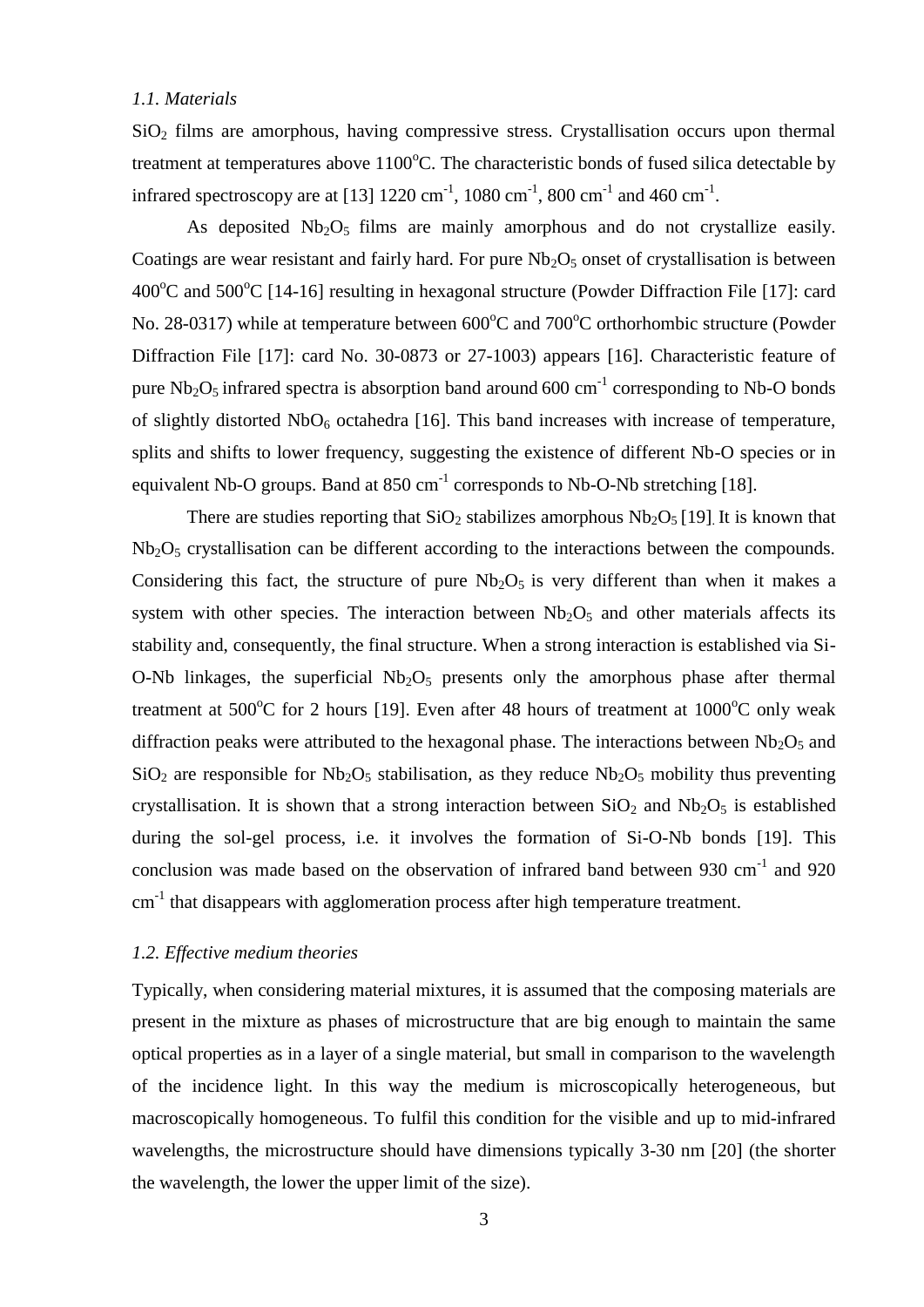### *1.1. Materials*

$SiO_2$ films are amorphous, having compressive stress. Crystallisation occurs upon thermal treatment at temperatures above $1100^oC$. The characteristic bonds of fused silica detectable by infrared spectroscopy are at [13] 1220 $cm^{-1}$, 1080 $cm^{-1}$, 800 $cm^{-1}$ and 460 $cm^{-1}$.

As deposited $Nb_2O_5$ films are mainly amorphous and do not crystallize easily. Coatings are wear resistant and fairly hard. For pure $Nb_2O_5$ onset of crystallisation is between $400^oC$ and $500^oC$ [14-16] resulting in hexagonal structure (Powder Diffraction File [17]: card No. 28-0317) while at temperature between $600^oC$ and $700^oC$ orthorhombic structure (Powder Diffraction File [17]: card No. 30-0873 or 27-1003) appears [16]. Characteristic feature of pure $Nb_2O_5$ infrared spectra is absorption band around 600 $cm^{-1}$ corresponding to Nb-O bonds of slightly distorted $NbO_6$ octahedra [16]. This band increases with increase of temperature, splits and shifts to lower frequency, suggesting the existence of different Nb-O species or in equivalent Nb-O groups. Band at 850 $cm^{-1}$ corresponds to Nb-O-Nb stretching [18].

There are studies reporting that $SiO_2$ stabilizes amorphous $Nb_2O_5$ [19]. It is known that $Nb_2O_5$ crystallisation can be different according to the interactions between the compounds. Considering this fact, the structure of pure $Nb_2O_5$ is very different than when it makes a system with other species. The interaction between $Nb_2O_5$ and other materials affects its stability and, consequently, the final structure. When a strong interaction is established via Si-O-Nb linkages, the superficial $Nb_2O_5$ presents only the amorphous phase after thermal treatment at $500^oC$ for 2 hours [19]. Even after 48 hours of treatment at $1000^oC$ only weak diffraction peaks were attributed to the hexagonal phase. The interactions between $Nb_2O_5$ and $SiO_2$ are responsible for $Nb_2O_5$ stabilisation, as they reduce $Nb_2O_5$ mobility thus preventing crystallisation. It is shown that a strong interaction between $SiO_2$ and $Nb_2O_5$ is established during the sol-gel process, i.e. it involves the formation of Si-O-Nb bonds [19]. This conclusion was made based on the observation of infrared band between 930 $cm^{-1}$ and 920 $cm^{-1}$ that disappears with agglomeration process after high temperature treatment.

### *1.2. Effective medium theories*

Typically, when considering material mixtures, it is assumed that the composing materials are present in the mixture as phases of microstructure that are big enough to maintain the same optical properties as in a layer of a single material, but small in comparison to the wavelength of the incidence light. In this way the medium is microscopically heterogeneous, but macroscopically homogeneous. To fulfil this condition for the visible and up to mid-infrared wavelengths, the microstructure should have dimensions typically 3-30 nm [20] (the shorter the wavelength, the lower the upper limit of the size).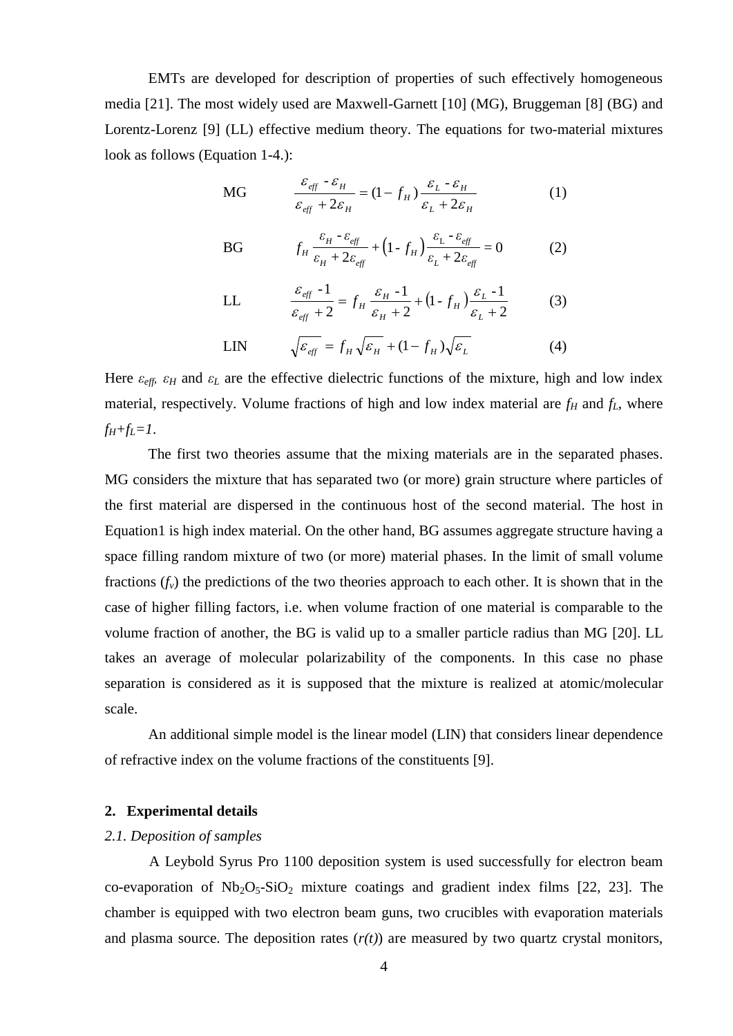EMTs are developed for description of properties of such effectively homogeneous media [21]. The most widely used are Maxwell-Garnett [10] (MG), Bruggeman [8] (BG) and Lorentz-Lorenz [9] (LL) effective medium theory. The equations for two-material mixtures look as follows (Equation 1-4.):

$$\text{MG} \qquad \frac{\varepsilon_{eff} - \varepsilon_H}{\varepsilon_{eff} + 2\varepsilon_H} = (1 - f_H)\frac{\varepsilon_L - \varepsilon_H}{\varepsilon_L + 2\varepsilon_H} \tag{1}$$

$$\text{BG} \qquad f_H \frac{\varepsilon_H - \varepsilon_{eff}}{\varepsilon_H + 2\varepsilon_{eff}} + \left(1 - f_H\right)\frac{\varepsilon_L - \varepsilon_{eff}}{\varepsilon_L + 2\varepsilon_{eff}} = 0 \tag{2}$$

$$\text{LL} \qquad \frac{\varepsilon_{eff} - 1}{\varepsilon_{eff} + 2} = f_H \frac{\varepsilon_H - 1}{\varepsilon_H + 2} + \left(1 - f_H\right)\frac{\varepsilon_L - 1}{\varepsilon_L + 2} \tag{3}$$

$$\text{LIN} \qquad \sqrt{\varepsilon_{eff}} = f_H \sqrt{\varepsilon_H} + (1 - f_H)\sqrt{\varepsilon_L} \tag{4}$$

Here $\varepsilon_{eff}$, $\varepsilon_H$ and $\varepsilon_L$ are the effective dielectric functions of the mixture, high and low index material, respectively. Volume fractions of high and low index material are $f_H$ and $f_L$, where $f_H+f_L=1$.

The first two theories assume that the mixing materials are in the separated phases. MG considers the mixture that has separated two (or more) grain structure where particles of the first material are dispersed in the continuous host of the second material. The host in Equation1 is high index material. On the other hand, BG assumes aggregate structure having a space filling random mixture of two (or more) material phases. In the limit of small volume fractions ($f_v$) the predictions of the two theories approach to each other. It is shown that in the case of higher filling factors, i.e. when volume fraction of one material is comparable to the volume fraction of another, the BG is valid up to a smaller particle radius than MG [20]. LL takes an average of molecular polarizability of the components. In this case no phase separation is considered as it is supposed that the mixture is realized at atomic/molecular scale.

An additional simple model is the linear model (LIN) that considers linear dependence of refractive index on the volume fractions of the constituents [9].

## 2. Experimental details

### *2.1. Deposition of samples*

A Leybold Syrus Pro 1100 deposition system is used successfully for electron beam co-evaporation of $Nb_2O_5$-$SiO_2$ mixture coatings and gradient index films [22, 23]. The chamber is equipped with two electron beam guns, two crucibles with evaporation materials and plasma source. The deposition rates ($r(t)$) are measured by two quartz crystal monitors,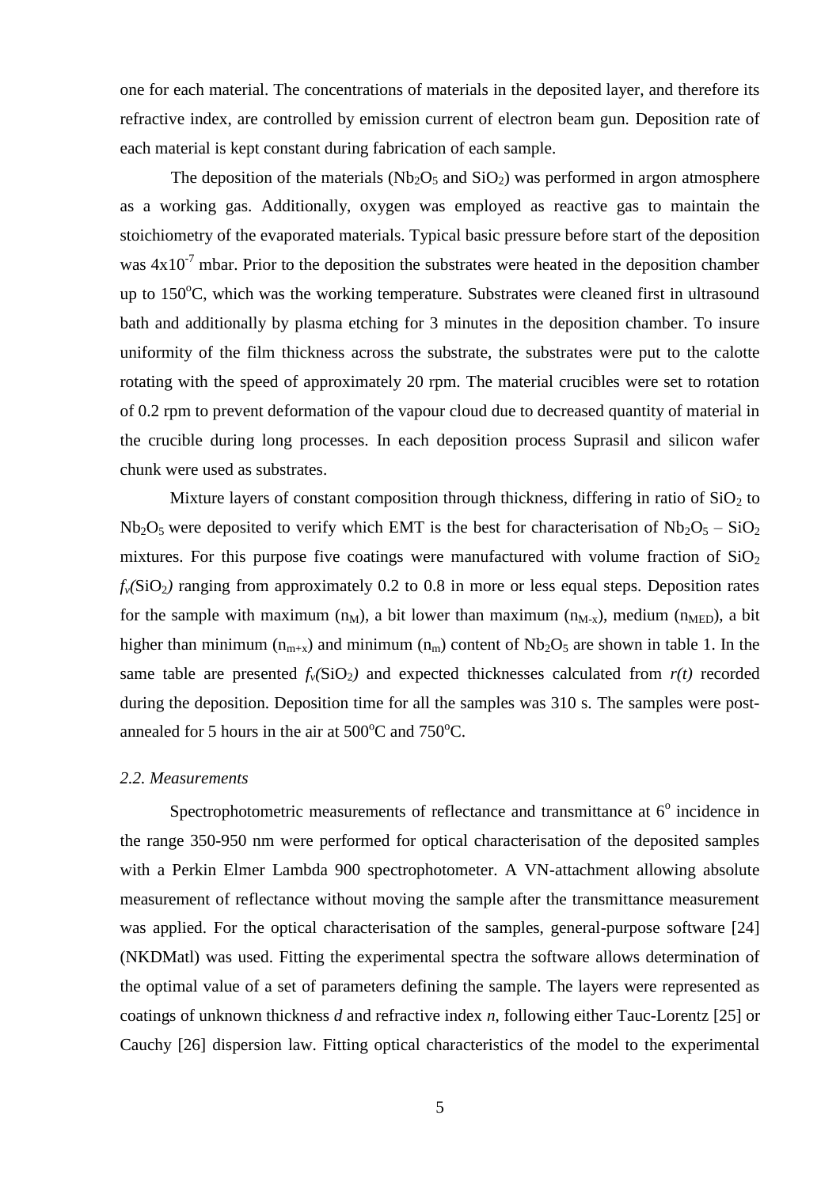one for each material. The concentrations of materials in the deposited layer, and therefore its refractive index, are controlled by emission current of electron beam gun. Deposition rate of each material is kept constant during fabrication of each sample.

The deposition of the materials ($Nb_2O_5$ and $SiO_2$) was performed in argon atmosphere as a working gas. Additionally, oxygen was employed as reactive gas to maintain the stoichiometry of the evaporated materials. Typical basic pressure before start of the deposition was $4\times10^{-7}$ mbar. Prior to the deposition the substrates were heated in the deposition chamber up to $150^oC$, which was the working temperature. Substrates were cleaned first in ultrasound bath and additionally by plasma etching for 3 minutes in the deposition chamber. To insure uniformity of the film thickness across the substrate, the substrates were put to the calotte rotating with the speed of approximately 20 rpm. The material crucibles were set to rotation of 0.2 rpm to prevent deformation of the vapour cloud due to decreased quantity of material in the crucible during long processes. In each deposition process Suprasil and silicon wafer chunk were used as substrates.

Mixture layers of constant composition through thickness, differing in ratio of $SiO_2$ to $Nb_2O_5$ were deposited to verify which EMT is the best for characterisation of $Nb_2O_5$ – $SiO_2$ mixtures. For this purpose five coatings were manufactured with volume fraction of $SiO_2$ $f_v(SiO_2)$ ranging from approximately 0.2 to 0.8 in more or less equal steps. Deposition rates for the sample with maximum ($n_M$), a bit lower than maximum ($n_{M-x}$), medium ($n_{MED}$), a bit higher than minimum ($n_{m+x}$) and minimum ($n_m$) content of $Nb_2O_5$ are shown in table 1. In the same table are presented $f_v(SiO_2)$ and expected thicknesses calculated from $r(t)$ recorded during the deposition. Deposition time for all the samples was 310 s. The samples were post-annealed for 5 hours in the air at $500^oC$ and $750^oC$.

### *2.2. Measurements*

Spectrophotometric measurements of reflectance and transmittance at $6^o$ incidence in the range 350-950 nm were performed for optical characterisation of the deposited samples with a Perkin Elmer Lambda 900 spectrophotometer. A VN-attachment allowing absolute measurement of reflectance without moving the sample after the transmittance measurement was applied. For the optical characterisation of the samples, general-purpose software [24] (NKDMatl) was used. Fitting the experimental spectra the software allows determination of the optimal value of a set of parameters defining the sample. The layers were represented as coatings of unknown thickness $d$ and refractive index $n$, following either Tauc-Lorentz [25] or Cauchy [26] dispersion law. Fitting optical characteristics of the model to the experimental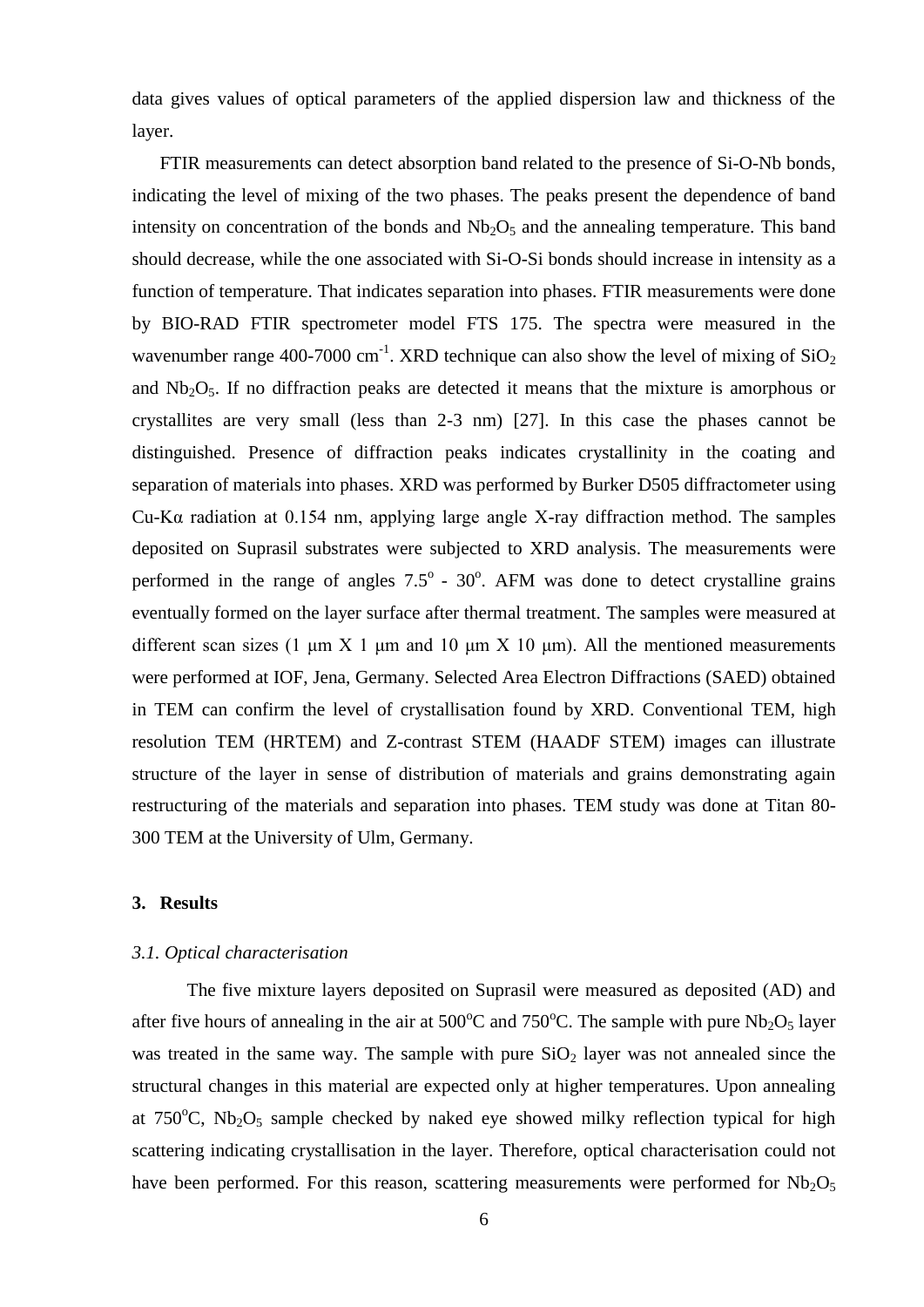data gives values of optical parameters of the applied dispersion law and thickness of the layer.

FTIR measurements can detect absorption band related to the presence of Si-O-Nb bonds, indicating the level of mixing of the two phases. The peaks present the dependence of band intensity on concentration of the bonds and $Nb_2O_5$ and the annealing temperature. This band should decrease, while the one associated with Si-O-Si bonds should increase in intensity as a function of temperature. That indicates separation into phases. FTIR measurements were done by BIO-RAD FTIR spectrometer model FTS 175. The spectra were measured in the wavenumber range 400-7000 $cm^{-1}$. XRD technique can also show the level of mixing of $SiO_2$ and $Nb_2O_5$. If no diffraction peaks are detected it means that the mixture is amorphous or crystallites are very small (less than 2-3 nm) [27]. In this case the phases cannot be distinguished. Presence of diffraction peaks indicates crystallinity in the coating and separation of materials into phases. XRD was performed by Burker D505 diffractometer using Cu-Kα radiation at 0.154 nm, applying large angle X-ray diffraction method. The samples deposited on Suprasil substrates were subjected to XRD analysis. The measurements were performed in the range of angles $7.5^o$ - $30^o$. AFM was done to detect crystalline grains eventually formed on the layer surface after thermal treatment. The samples were measured at different scan sizes (1 μm X 1 μm and 10 μm X 10 μm). All the mentioned measurements were performed at IOF, Jena, Germany. Selected Area Electron Diffractions (SAED) obtained in TEM can confirm the level of crystallisation found by XRD. Conventional TEM, high resolution TEM (HRTEM) and Z-contrast STEM (HAADF STEM) images can illustrate structure of the layer in sense of distribution of materials and grains demonstrating again restructuring of the materials and separation into phases. TEM study was done at Titan 80-300 TEM at the University of Ulm, Germany.

## 3. Results

### *3.1. Optical characterisation*

The five mixture layers deposited on Suprasil were measured as deposited (AD) and after five hours of annealing in the air at $500^oC$ and $750^oC$. The sample with pure $Nb_2O_5$ layer was treated in the same way. The sample with pure $SiO_2$ layer was not annealed since the structural changes in this material are expected only at higher temperatures. Upon annealing at $750^oC$, $Nb_2O_5$ sample checked by naked eye showed milky reflection typical for high scattering indicating crystallisation in the layer. Therefore, optical characterisation could not have been performed. For this reason, scattering measurements were performed for $Nb_2O_5$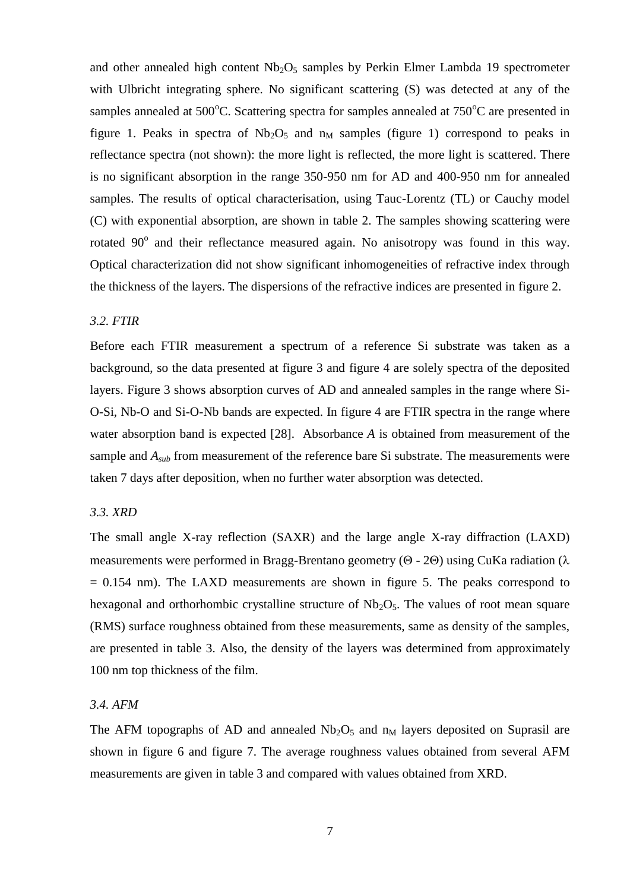and other annealed high content $Nb_2O_5$ samples by Perkin Elmer Lambda 19 spectrometer with Ulbricht integrating sphere. No significant scattering (S) was detected at any of the samples annealed at $500^oC$. Scattering spectra for samples annealed at $750^oC$ are presented in figure 1. Peaks in spectra of $Nb_2O_5$ and $n_M$ samples (figure 1) correspond to peaks in reflectance spectra (not shown): the more light is reflected, the more light is scattered. There is no significant absorption in the range 350-950 nm for AD and 400-950 nm for annealed samples. The results of optical characterisation, using Tauc-Lorentz (TL) or Cauchy model (C) with exponential absorption, are shown in table 2. The samples showing scattering were rotated $90^o$ and their reflectance measured again. No anisotropy was found in this way. Optical characterization did not show significant inhomogeneities of refractive index through the thickness of the layers. The dispersions of the refractive indices are presented in figure 2.

### *3.2. FTIR*

Before each FTIR measurement a spectrum of a reference Si substrate was taken as a background, so the data presented at figure 3 and figure 4 are solely spectra of the deposited layers. Figure 3 shows absorption curves of AD and annealed samples in the range where Si-O-Si, Nb-O and Si-O-Nb bands are expected. In figure 4 are FTIR spectra in the range where water absorption band is expected [28]. Absorbance $A$ is obtained from measurement of the sample and $A_{sub}$ from measurement of the reference bare Si substrate. The measurements were taken 7 days after deposition, when no further water absorption was detected.

### *3.3. XRD*

The small angle X-ray reflection (SAXR) and the large angle X-ray diffraction (LAXD) measurements were performed in Bragg-Brentano geometry ($\Theta$ - $2\Theta$) using CuKa radiation ($\lambda$ = 0.154 nm). The LAXD measurements are shown in figure 5. The peaks correspond to hexagonal and orthorhombic crystalline structure of $Nb_2O_5$. The values of root mean square (RMS) surface roughness obtained from these measurements, same as density of the samples, are presented in table 3. Also, the density of the layers was determined from approximately 100 nm top thickness of the film.

### *3.4. AFM*

The AFM topographs of AD and annealed $Nb_2O_5$ and $n_M$ layers deposited on Suprasil are shown in figure 6 and figure 7. The average roughness values obtained from several AFM measurements are given in table 3 and compared with values obtained from XRD.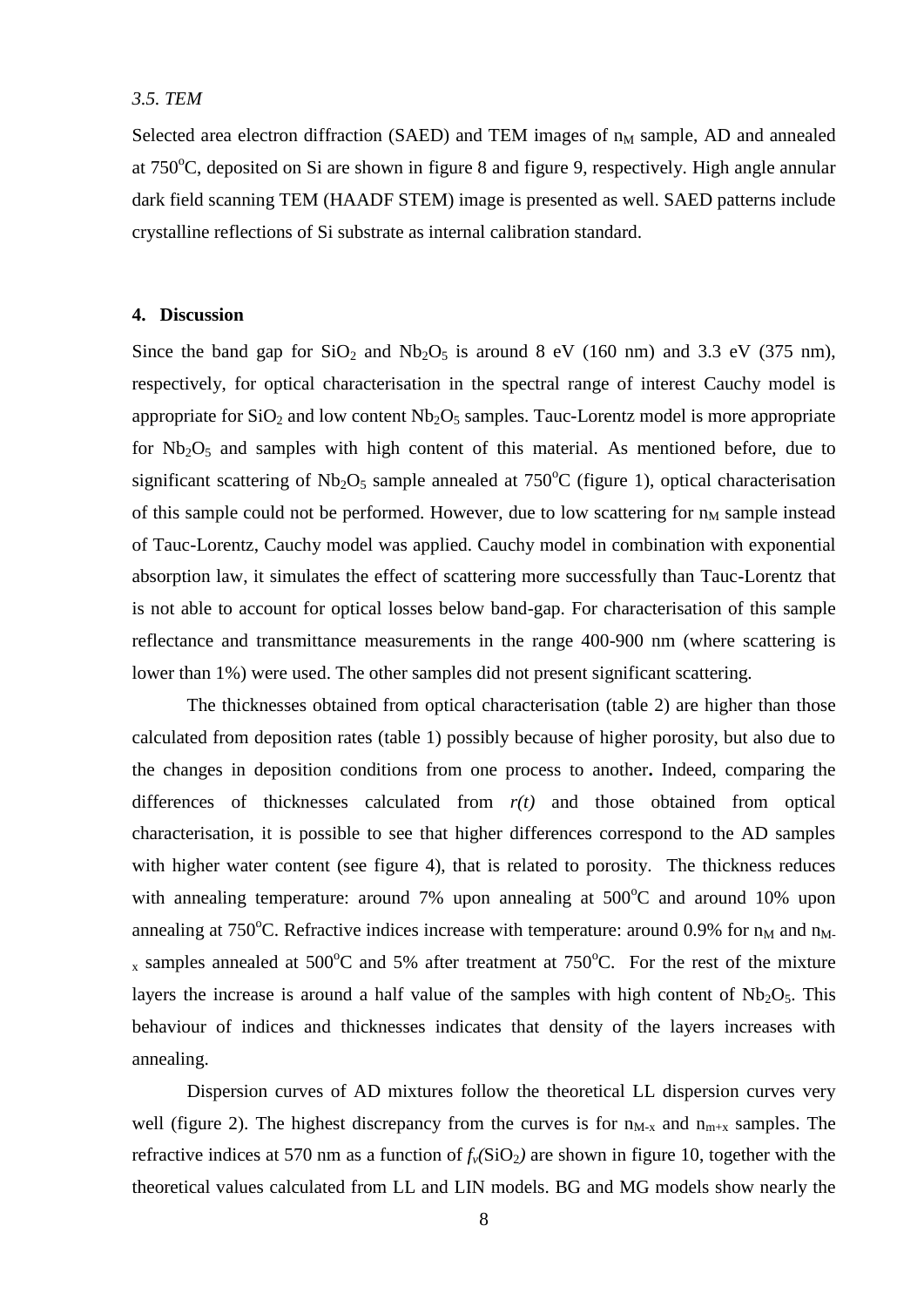### 3.5. TEM

Selected area electron diffraction (SAED) and TEM images of $n_M$ sample, AD and annealed at 750$^oC$, deposited on Si are shown in figure 8 and figure 9, respectively. High angle annular dark field scanning TEM (HAADF STEM) image is presented as well. SAED patterns include crystalline reflections of Si substrate as internal calibration standard.

## 4. Discussion

Since the band gap for $SiO_2$ and $Nb_2O_5$ is around 8 eV (160 nm) and 3.3 eV (375 nm), respectively, for optical characterisation in the spectral range of interest Cauchy model is appropriate for $SiO_2$ and low content $Nb_2O_5$ samples. Tauc-Lorentz model is more appropriate for $Nb_2O_5$ and samples with high content of this material. As mentioned before, due to significant scattering of $Nb_2O_5$ sample annealed at 750$^oC$ (figure 1), optical characterisation of this sample could not be performed. However, due to low scattering for $n_M$ sample instead of Tauc-Lorentz, Cauchy model was applied. Cauchy model in combination with exponential absorption law, it simulates the effect of scattering more successfully than Tauc-Lorentz that is not able to account for optical losses below band-gap. For characterisation of this sample reflectance and transmittance measurements in the range 400-900 nm (where scattering is lower than 1%) were used. The other samples did not present significant scattering.

The thicknesses obtained from optical characterisation (table 2) are higher than those calculated from deposition rates (table 1) possibly because of higher porosity, but also due to the changes in deposition conditions from one process to another**.** Indeed, comparing the differences of thicknesses calculated from *r(t)* and those obtained from optical characterisation, it is possible to see that higher differences correspond to the AD samples with higher water content (see figure 4), that is related to porosity. The thickness reduces with annealing temperature: around 7% upon annealing at 500$^oC$ and around 10% upon annealing at 750$^oC$. Refractive indices increase with temperature: around 0.9% for $n_M$ and $n_{M-x}$ samples annealed at 500$^oC$ and 5% after treatment at 750$^oC$. For the rest of the mixture layers the increase is around a half value of the samples with high content of $Nb_2O_5$. This behaviour of indices and thicknesses indicates that density of the layers increases with annealing.

Dispersion curves of AD mixtures follow the theoretical LL dispersion curves very well (figure 2). The highest discrepancy from the curves is for $n_{M-x}$ and $n_{m+x}$ samples. The refractive indices at 570 nm as a function of $f_v(SiO_2)$ are shown in figure 10, together with the theoretical values calculated from LL and LIN models. BG and MG models show nearly the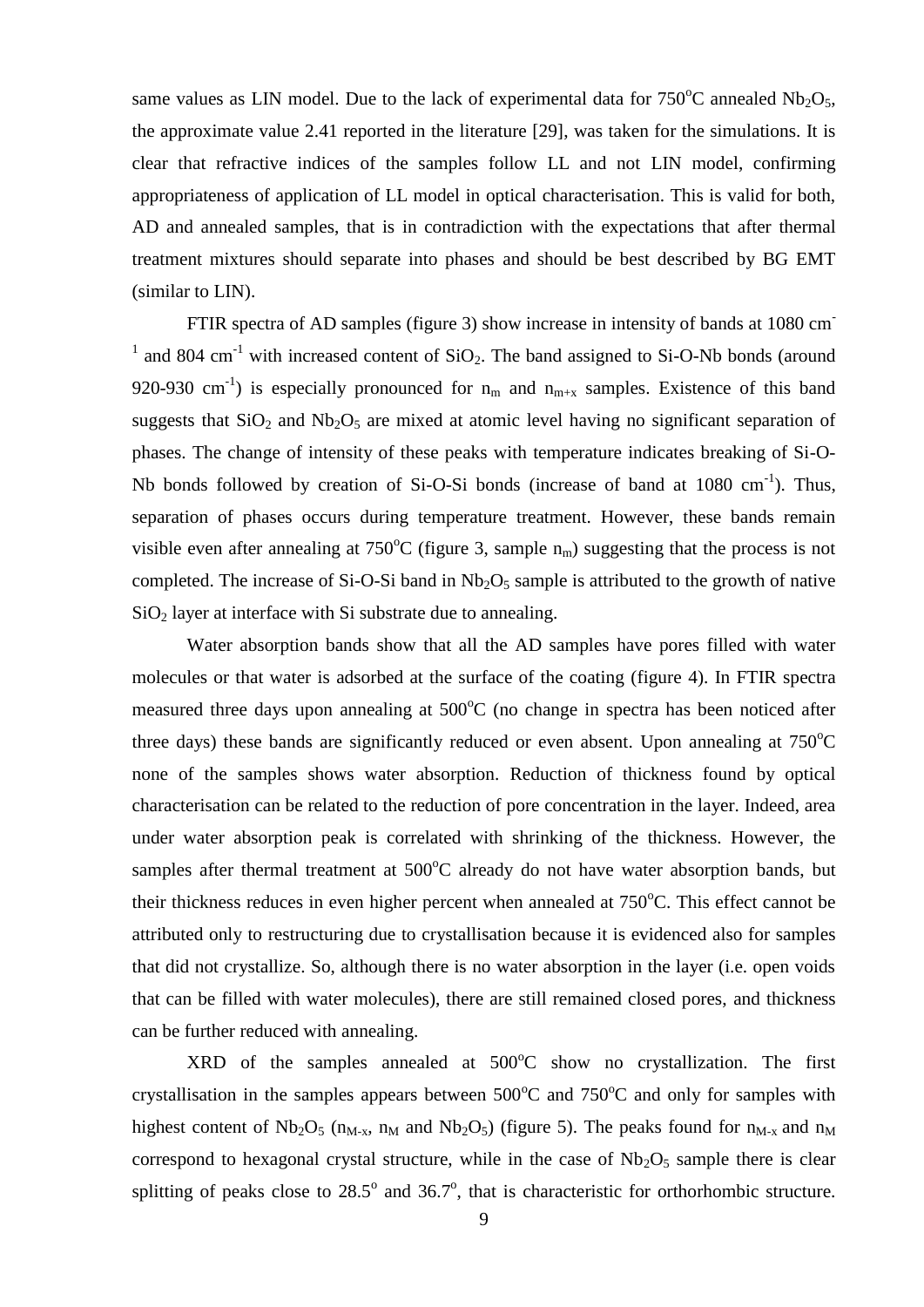same values as LIN model. Due to the lack of experimental data for 750°C annealed $Nb_2O_5$, the approximate value 2.41 reported in the literature [29], was taken for the simulations. It is clear that refractive indices of the samples follow LL and not LIN model, confirming appropriateness of application of LL model in optical characterisation. This is valid for both, AD and annealed samples, that is in contradiction with the expectations that after thermal treatment mixtures should separate into phases and should be best described by BG EMT (similar to LIN).

FTIR spectra of AD samples (figure 3) show increase in intensity of bands at 1080 $cm^{-1}$ and 804 $cm^{-1}$ with increased content of $SiO_2$. The band assigned to Si-O-Nb bonds (around 920-930 $cm^{-1}$) is especially pronounced for $n_m$ and $n_{m+x}$ samples. Existence of this band suggests that $SiO_2$ and $Nb_2O_5$ are mixed at atomic level having no significant separation of phases. The change of intensity of these peaks with temperature indicates breaking of Si-O-Nb bonds followed by creation of Si-O-Si bonds (increase of band at 1080 $cm^{-1}$). Thus, separation of phases occurs during temperature treatment. However, these bands remain visible even after annealing at 750°C (figure 3, sample $n_m$) suggesting that the process is not completed. The increase of Si-O-Si band in $Nb_2O_5$ sample is attributed to the growth of native $SiO_2$ layer at interface with Si substrate due to annealing.

Water absorption bands show that all the AD samples have pores filled with water molecules or that water is adsorbed at the surface of the coating (figure 4). In FTIR spectra measured three days upon annealing at 500°C (no change in spectra has been noticed after three days) these bands are significantly reduced or even absent. Upon annealing at 750°C none of the samples shows water absorption. Reduction of thickness found by optical characterisation can be related to the reduction of pore concentration in the layer. Indeed, area under water absorption peak is correlated with shrinking of the thickness. However, the samples after thermal treatment at 500°C already do not have water absorption bands, but their thickness reduces in even higher percent when annealed at 750°C. This effect cannot be attributed only to restructuring due to crystallisation because it is evidenced also for samples that did not crystallize. So, although there is no water absorption in the layer (i.e. open voids that can be filled with water molecules), there are still remained closed pores, and thickness can be further reduced with annealing.

XRD of the samples annealed at 500°C show no crystallization. The first crystallisation in the samples appears between 500°C and 750°C and only for samples with highest content of $Nb_2O_5$ ($n_{M-x}$, $n_M$ and $Nb_2O_5$) (figure 5). The peaks found for $n_{M-x}$ and $n_M$ correspond to hexagonal crystal structure, while in the case of $Nb_2O_5$ sample there is clear splitting of peaks close to 28.5° and 36.7°, that is characteristic for orthorhombic structure.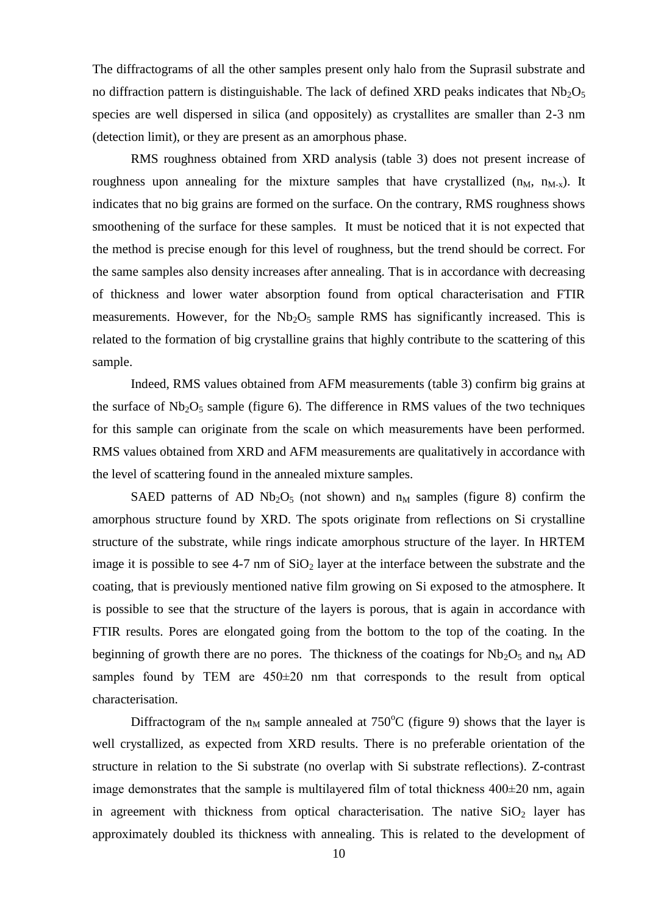The diffractograms of all the other samples present only halo from the Suprasil substrate and no diffraction pattern is distinguishable. The lack of defined XRD peaks indicates that $Nb_2O_5$ species are well dispersed in silica (and oppositely) as crystallites are smaller than 2-3 nm (detection limit), or they are present as an amorphous phase.

RMS roughness obtained from XRD analysis (table 3) does not present increase of roughness upon annealing for the mixture samples that have crystallized ($n_M$, $n_{M-x}$). It indicates that no big grains are formed on the surface. On the contrary, RMS roughness shows smoothening of the surface for these samples. It must be noticed that it is not expected that the method is precise enough for this level of roughness, but the trend should be correct. For the same samples also density increases after annealing. That is in accordance with decreasing of thickness and lower water absorption found from optical characterisation and FTIR measurements. However, for the $Nb_2O_5$ sample RMS has significantly increased. This is related to the formation of big crystalline grains that highly contribute to the scattering of this sample.

Indeed, RMS values obtained from AFM measurements (table 3) confirm big grains at the surface of $Nb_2O_5$ sample (figure 6). The difference in RMS values of the two techniques for this sample can originate from the scale on which measurements have been performed. RMS values obtained from XRD and AFM measurements are qualitatively in accordance with the level of scattering found in the annealed mixture samples.

SAED patterns of AD $Nb_2O_5$ (not shown) and $n_M$ samples (figure 8) confirm the amorphous structure found by XRD. The spots originate from reflections on Si crystalline structure of the substrate, while rings indicate amorphous structure of the layer. In HRTEM image it is possible to see 4-7 nm of $SiO_2$ layer at the interface between the substrate and the coating, that is previously mentioned native film growing on Si exposed to the atmosphere. It is possible to see that the structure of the layers is porous, that is again in accordance with FTIR results. Pores are elongated going from the bottom to the top of the coating. In the beginning of growth there are no pores. The thickness of the coatings for $Nb_2O_5$ and $n_M$ AD samples found by TEM are 450±20 nm that corresponds to the result from optical characterisation.

Diffractogram of the $n_M$ sample annealed at 750°C (figure 9) shows that the layer is well crystallized, as expected from XRD results. There is no preferable orientation of the structure in relation to the Si substrate (no overlap with Si substrate reflections). Z-contrast image demonstrates that the sample is multilayered film of total thickness 400±20 nm, again in agreement with thickness from optical characterisation. The native $SiO_2$ layer has approximately doubled its thickness with annealing. This is related to the development of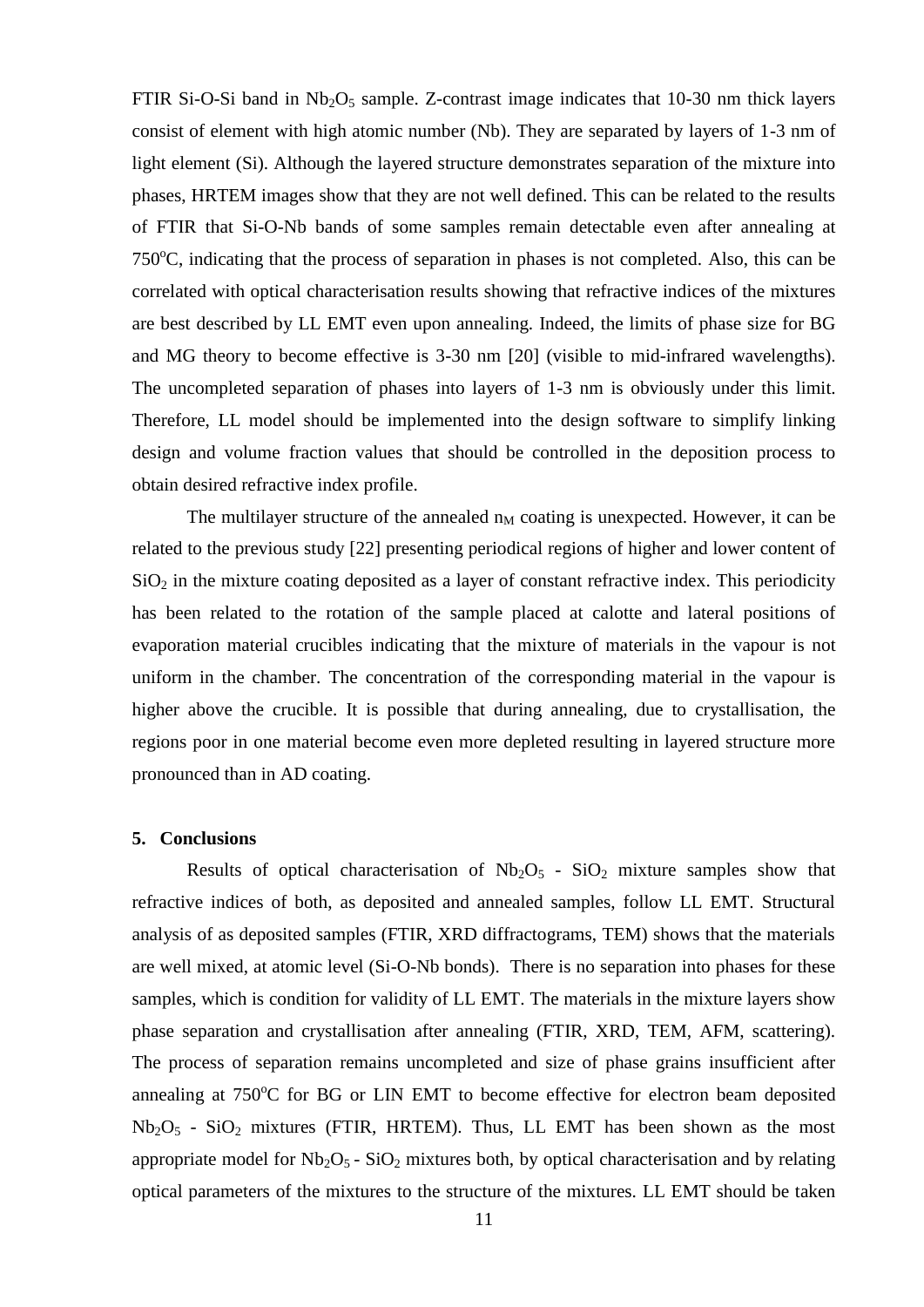FTIR Si-O-Si band in $Nb_2O_5$ sample. Z-contrast image indicates that 10-30 nm thick layers consist of element with high atomic number (Nb). They are separated by layers of 1-3 nm of light element (Si). Although the layered structure demonstrates separation of the mixture into phases, HRTEM images show that they are not well defined. This can be related to the results of FTIR that Si-O-Nb bands of some samples remain detectable even after annealing at 750°C, indicating that the process of separation in phases is not completed. Also, this can be correlated with optical characterisation results showing that refractive indices of the mixtures are best described by LL EMT even upon annealing. Indeed, the limits of phase size for BG and MG theory to become effective is 3-30 nm [20] (visible to mid-infrared wavelengths). The uncompleted separation of phases into layers of 1-3 nm is obviously under this limit. Therefore, LL model should be implemented into the design software to simplify linking design and volume fraction values that should be controlled in the deposition process to obtain desired refractive index profile.

The multilayer structure of the annealed $n_M$ coating is unexpected. However, it can be related to the previous study [22] presenting periodical regions of higher and lower content of $SiO_2$ in the mixture coating deposited as a layer of constant refractive index. This periodicity has been related to the rotation of the sample placed at calotte and lateral positions of evaporation material crucibles indicating that the mixture of materials in the vapour is not uniform in the chamber. The concentration of the corresponding material in the vapour is higher above the crucible. It is possible that during annealing, due to crystallisation, the regions poor in one material become even more depleted resulting in layered structure more pronounced than in AD coating.

## 5. Conclusions

Results of optical characterisation of $Nb_2O_5$ - $SiO_2$ mixture samples show that refractive indices of both, as deposited and annealed samples, follow LL EMT. Structural analysis of as deposited samples (FTIR, XRD diffractograms, TEM) shows that the materials are well mixed, at atomic level (Si-O-Nb bonds). There is no separation into phases for these samples, which is condition for validity of LL EMT. The materials in the mixture layers show phase separation and crystallisation after annealing (FTIR, XRD, TEM, AFM, scattering). The process of separation remains uncompleted and size of phase grains insufficient after annealing at 750°C for BG or LIN EMT to become effective for electron beam deposited $Nb_2O_5$ - $SiO_2$ mixtures (FTIR, HRTEM). Thus, LL EMT has been shown as the most appropriate model for $Nb_2O_5$ - $SiO_2$ mixtures both, by optical characterisation and by relating optical parameters of the mixtures to the structure of the mixtures. LL EMT should be taken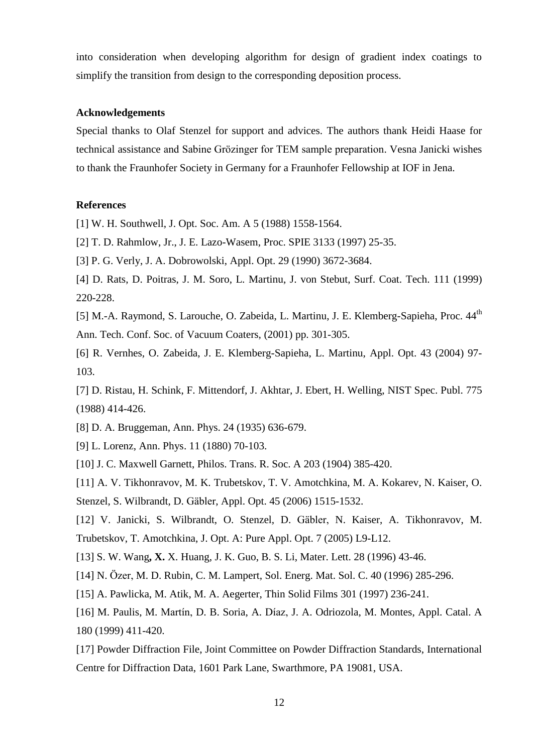into consideration when developing algorithm for design of gradient index coatings to simplify the transition from design to the corresponding deposition process.

**Acknowledgements**

Special thanks to Olaf Stenzel for support and advices. The authors thank Heidi Haase for technical assistance and Sabine Grözinger for TEM sample preparation. Vesna Janicki wishes to thank the Fraunhofer Society in Germany for a Fraunhofer Fellowship at IOF in Jena.

**References**

[1] W. H. Southwell, J. Opt. Soc. Am. A 5 (1988) 1558-1564.

[2] T. D. Rahmlow, Jr., J. E. Lazo-Wasem, Proc. SPIE 3133 (1997) 25-35.

[3] P. G. Verly, J. A. Dobrowolski, Appl. Opt. 29 (1990) 3672-3684.

[4] D. Rats, D. Poitras, J. M. Soro, L. Martinu, J. von Stebut, Surf. Coat. Tech. 111 (1999) 220-228.

[5] M.-A. Raymond, S. Larouche, O. Zabeida, L. Martinu, J. E. Klemberg-Sapieha, Proc. 44th Ann. Tech. Conf. Soc. of Vacuum Coaters, (2001) pp. 301-305.

[6] R. Vernhes, O. Zabeida, J. E. Klemberg-Sapieha, L. Martinu, Appl. Opt. 43 (2004) 97-103.

[7] D. Ristau, H. Schink, F. Mittendorf, J. Akhtar, J. Ebert, H. Welling, NIST Spec. Publ. 775 (1988) 414-426.

[8] D. A. Bruggeman, Ann. Phys. 24 (1935) 636-679.

[9] L. Lorenz, Ann. Phys. 11 (1880) 70-103.

[10] J. C. Maxwell Garnett, Philos. Trans. R. Soc. A 203 (1904) 385-420.

[11] A. V. Tikhonravov, M. K. Trubetskov, T. V. Amotchkina, M. A. Kokarev, N. Kaiser, O. Stenzel, S. Wilbrandt, D. Gäbler, Appl. Opt. 45 (2006) 1515-1532.

[12] V. Janicki, S. Wilbrandt, O. Stenzel, D. Gäbler, N. Kaiser, A. Tikhonravov, M. Trubetskov, T. Amotchkina, J. Opt. A: Pure Appl. Opt. 7 (2005) L9-L12.

[13] S. W. Wang**, X.** X. Huang, J. K. Guo, B. S. Li, Mater. Lett. 28 (1996) 43-46.

[14] N. Özer, M. D. Rubin, C. M. Lampert, Sol. Energ. Mat. Sol. C. 40 (1996) 285-296.

[15] A. Pawlicka, M. Atik, M. A. Aegerter, Thin Solid Films 301 (1997) 236-241.

[16] M. Paulis, M. Martín, D. B. Soria, A. Díaz, J. A. Odriozola, M. Montes, Appl. Catal. A 180 (1999) 411-420.

[17] Powder Diffraction File, Joint Committee on Powder Diffraction Standards, International Centre for Diffraction Data, 1601 Park Lane, Swarthmore, PA 19081, USA.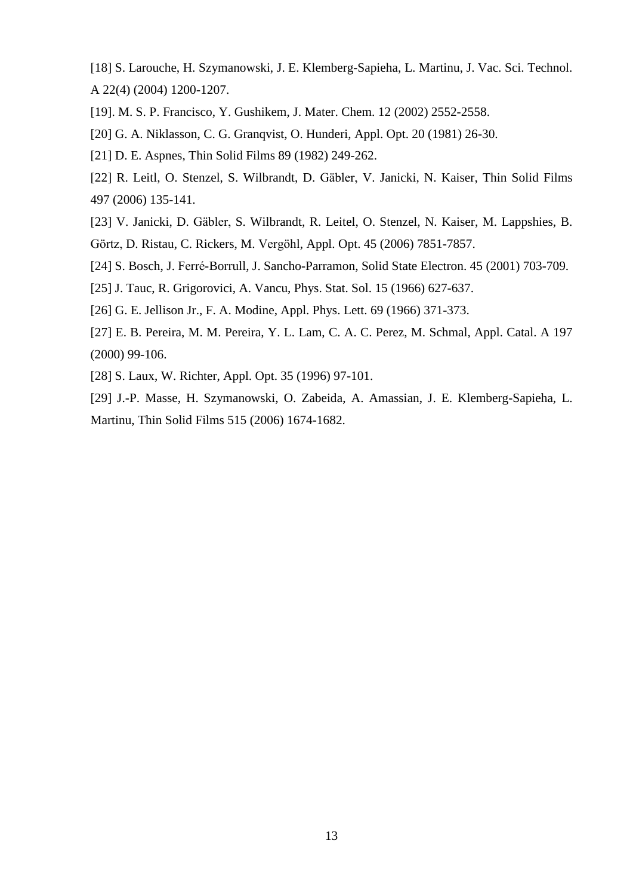[18] S. Larouche, H. Szymanowski, J. E. Klemberg-Sapieha, L. Martinu, J. Vac. Sci. Technol. A 22(4) (2004) 1200-1207.

[19]. M. S. P. Francisco, Y. Gushikem, J. Mater. Chem. 12 (2002) 2552-2558.

[20] G. A. Niklasson, C. G. Granqvist, O. Hunderi, Appl. Opt. 20 (1981) 26-30.

[21] D. E. Aspnes, Thin Solid Films 89 (1982) 249-262.

[22] R. Leitl, O. Stenzel, S. Wilbrandt, D. Gäbler, V. Janicki, N. Kaiser, Thin Solid Films 497 (2006) 135-141.

[23] V. Janicki, D. Gäbler, S. Wilbrandt, R. Leitel, O. Stenzel, N. Kaiser, M. Lappshies, B. Görtz, D. Ristau, C. Rickers, M. Vergöhl, Appl. Opt. 45 (2006) 7851-7857.

[24] S. Bosch, J. Ferré-Borrull, J. Sancho-Parramon, Solid State Electron. 45 (2001) 703-709.

[25] J. Tauc, R. Grigorovici, A. Vancu, Phys. Stat. Sol. 15 (1966) 627-637.

[26] G. E. Jellison Jr., F. A. Modine, Appl. Phys. Lett. 69 (1966) 371-373.

[27] E. B. Pereira, M. M. Pereira, Y. L. Lam, C. A. C. Perez, M. Schmal, Appl. Catal. A 197 (2000) 99-106.

[28] S. Laux, W. Richter, Appl. Opt. 35 (1996) 97-101.

[29] J.-P. Masse, H. Szymanowski, O. Zabeida, A. Amassian, J. E. Klemberg-Sapieha, L. Martinu, Thin Solid Films 515 (2006) 1674-1682.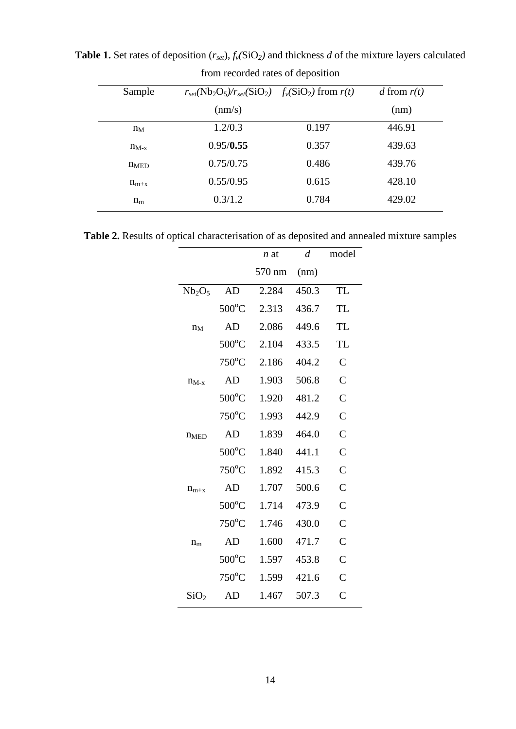**Table 1.** Set rates of deposition ($r_{set}$), $f_v(SiO_2)$ and thickness $d$ of the mixture layers calculated from recorded rates of deposition

| Sample | $r_{set}(Nb_2O_5)/r_{set}(SiO_2)$ (nm/s) | $f_v(SiO_2)$ from $r(t)$ | $d$ from $r(t)$ (nm) |
|---|---|---|---|
| $n_M$ | 1.2/0.3 | 0.197 | 446.91 |
| $n_{M-x}$ | 0.95/**0.55** | 0.357 | 439.63 |
| $n_{MED}$ | 0.75/0.75 | 0.486 | 439.76 |
| $n_{m+x}$ | 0.55/0.95 | 0.615 | 428.10 |
| $n_m$ | 0.3/1.2 | 0.784 | 429.02 |

**Table 2.** Results of optical characterisation of as deposited and annealed mixture samples

| | | $n$ at 570 nm | $d$ (nm) | model |
|---|---|---|---|---|
| $Nb_2O_5$ | AD | 2.284 | 450.3 | TL |
| | 500°C | 2.313 | 436.7 | TL |
| $n_M$ | AD | 2.086 | 449.6 | TL |
| | 500°C | 2.104 | 433.5 | TL |
| | 750°C | 2.186 | 404.2 | C |
| $n_{M-x}$ | AD | 1.903 | 506.8 | C |
| | 500°C | 1.920 | 481.2 | C |
| | 750°C | 1.993 | 442.9 | C |
| $n_{MED}$ | AD | 1.839 | 464.0 | C |
| | 500°C | 1.840 | 441.1 | C |
| | 750°C | 1.892 | 415.3 | C |
| $n_{m+x}$ | AD | 1.707 | 500.6 | C |
| | 500°C | 1.714 | 473.9 | C |
| | 750°C | 1.746 | 430.0 | C |
| $n_m$ | AD | 1.600 | 471.7 | C |
| | 500°C | 1.597 | 453.8 | C |
| | 750°C | 1.599 | 421.6 | C |
| $SiO_2$ | AD | 1.467 | 507.3 | C |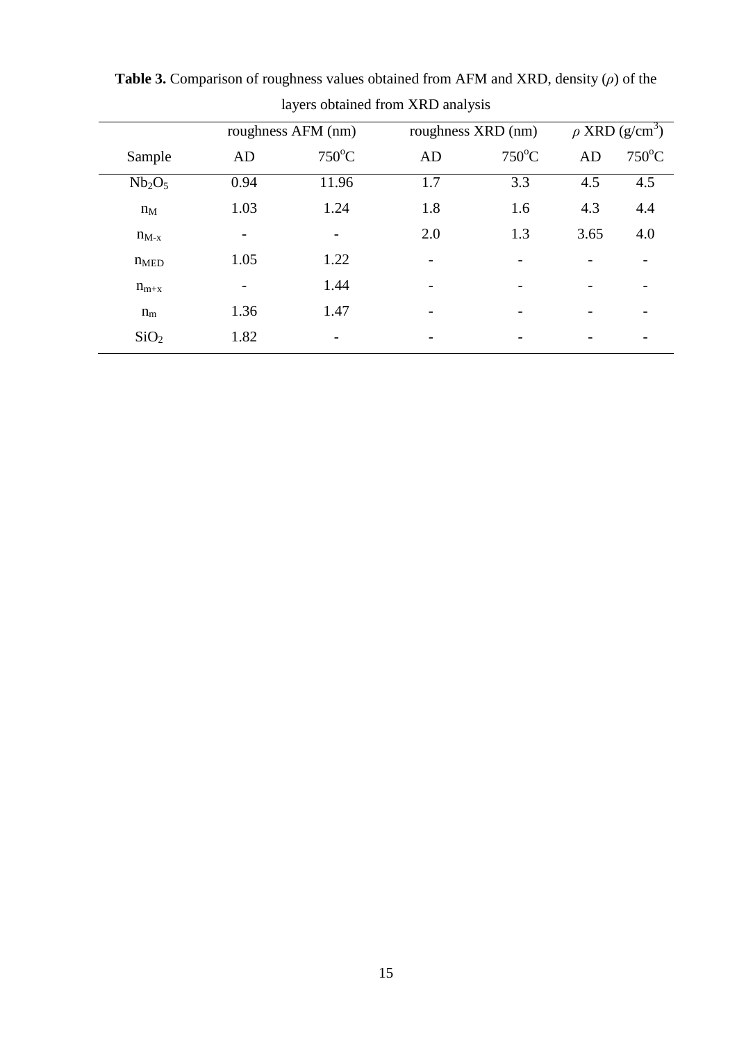**Table 3.** Comparison of roughness values obtained from AFM and XRD, density ($\rho$) of the layers obtained from XRD analysis

| | roughness AFM (nm) | | roughness XRD (nm) | | $\rho$ XRD (g/cm$^3$) | |
|---|---|---|---|---|---|---|
| Sample | AD | 750$^o$C | AD | 750$^o$C | AD | 750$^o$C |
| $Nb_2O_5$ | 0.94 | 11.96 | 1.7 | 3.3 | 4.5 | 4.5 |
| $n_M$ | 1.03 | 1.24 | 1.8 | 1.6 | 4.3 | 4.4 |
| $n_{M-x}$ | - | - | 2.0 | 1.3 | 3.65 | 4.0 |
| $n_{MED}$ | 1.05 | 1.22 | - | - | - | - |
| $n_{m+x}$ | - | 1.44 | - | - | - | - |
| $n_m$ | 1.36 | 1.47 | - | - | - | - |
| $SiO_2$ | 1.82 | - | - | - | - | - |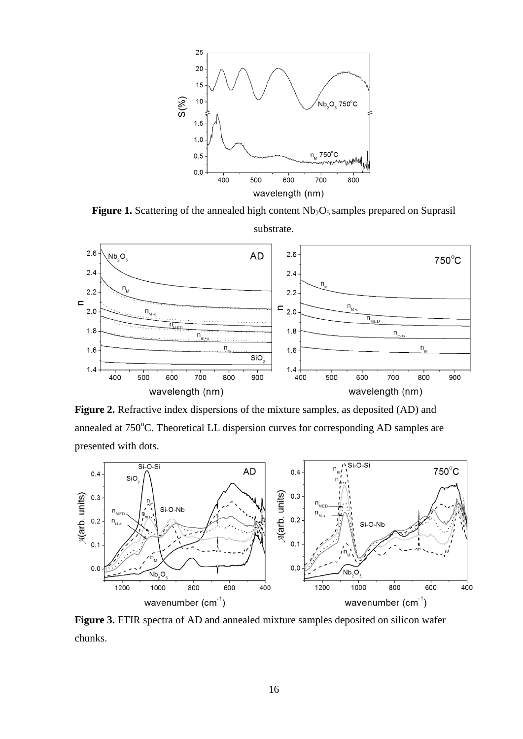**Figure 1.** Scattering of the annealed high content $Nb_2O_5$ samples prepared on Suprasil substrate.

**Figure 2.** Refractive index dispersions of the mixture samples, as deposited (AD) and annealed at 750$^o$C. Theoretical LL dispersion curves for corresponding AD samples are presented with dots.

**Figure 3.** FTIR spectra of AD and annealed mixture samples deposited on silicon wafer chunks.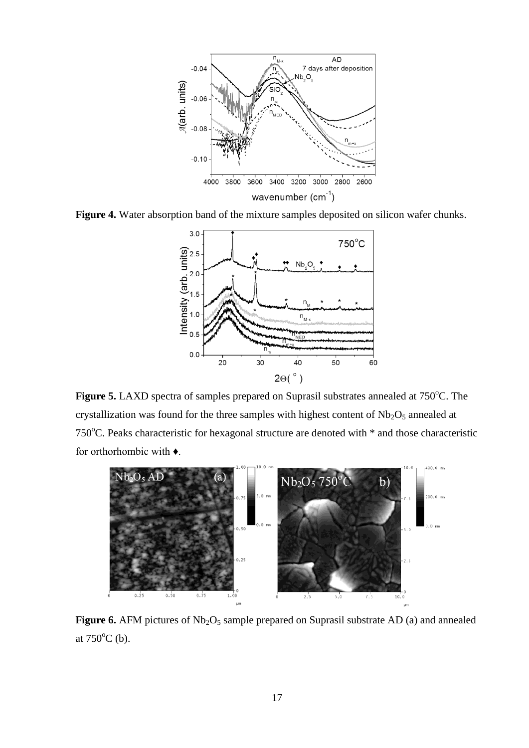**Figure 4.** Water absorption band of the mixture samples deposited on silicon wafer chunks.

**Figure 5.** LAXD spectra of samples prepared on Suprasil substrates annealed at 750°C. The crystallization was found for the three samples with highest content of $Nb_2O_5$ annealed at 750°C. Peaks characteristic for hexagonal structure are denoted with * and those characteristic for orthorhombic with ♦.

**Figure 6.** AFM pictures of $Nb_2O_5$ sample prepared on Suprasil substrate AD (a) and annealed at 750°C (b).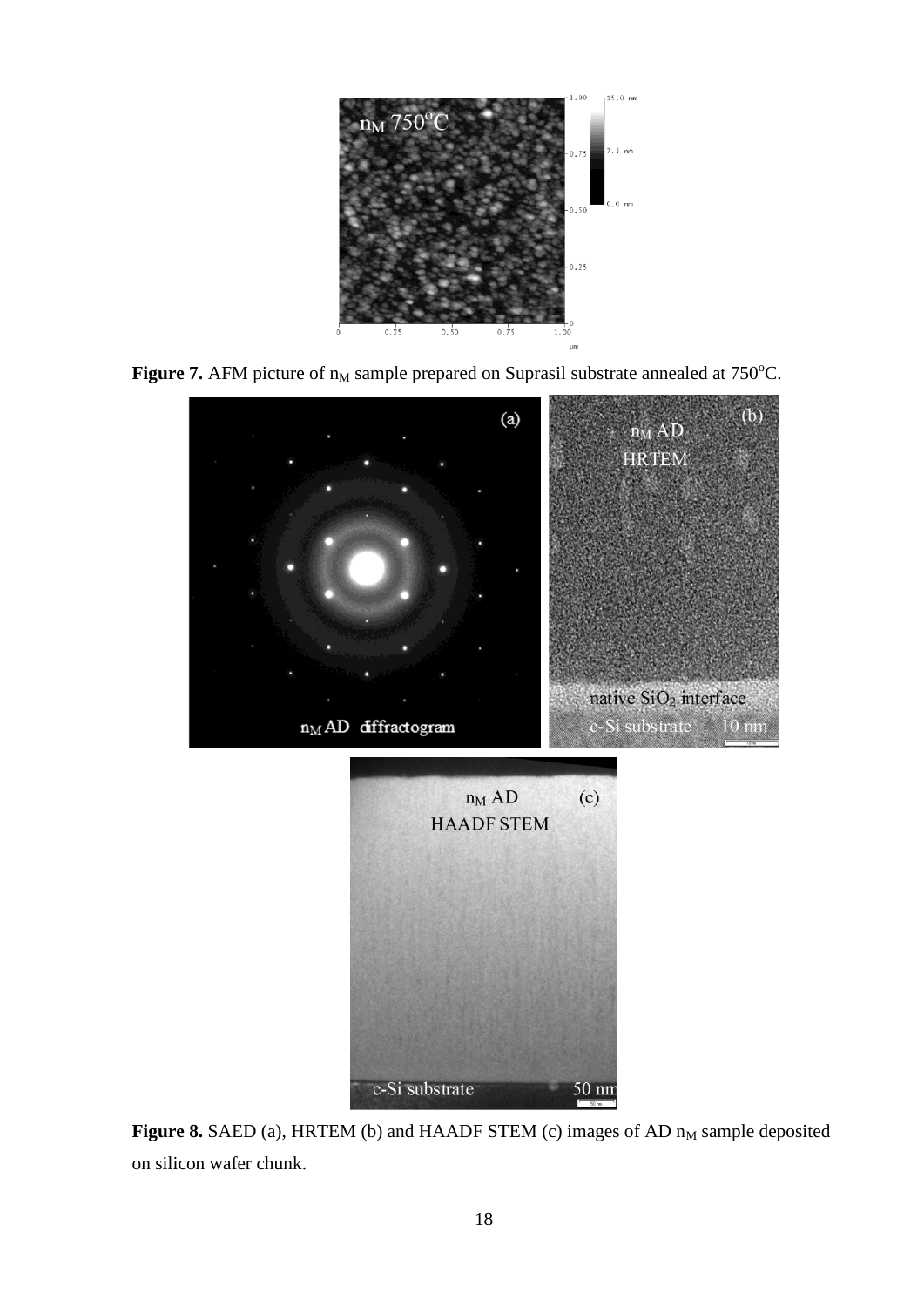**Figure 7.** AFM picture of $n_M$ sample prepared on Suprasil substrate annealed at 750°C.

**Figure 8.** SAED (a), HRTEM (b) and HAADF STEM (c) images of AD $n_M$ sample deposited on silicon wafer chunk.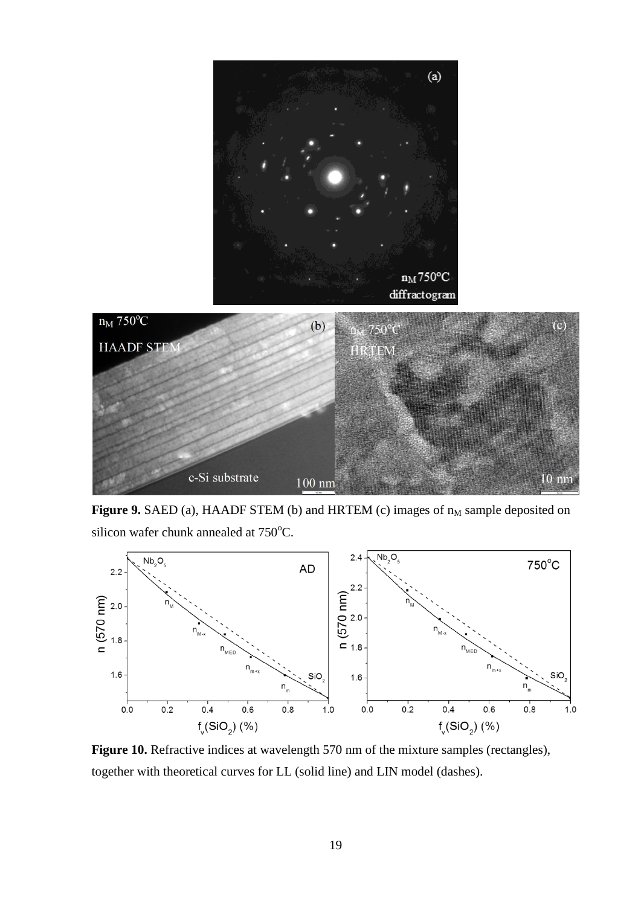(a)

$n_M$ 750°C diffractogram

$n_M$ 750°C

HAADF STEM

(b)

c-Si substrate

100 nm

$n_M$ 750°C

HRTEM

(c)

10 nm

**Figure 9.** SAED (a), HAADF STEM (b) and HRTEM (c) images of $n_M$ sample deposited on silicon wafer chunk annealed at 750°C.

AD

$Nb_2O_5$

$n_M$

$n_{M-x}$

$n_{MED}$

$n_{m+x}$

$n_m$

$SiO_2$

n (570 nm)

2.2

2.0

1.8

1.6

0.0 0.2 0.4 0.6 0.8 1.0

$f_v(SiO_2)$ (%)

750°C

$Nb_2O_5$

$n_M$

$n_{M-x}$

$n_{MED}$

$n_{m+x}$

$n_m$

$SiO_2$

n (570 nm)

2.4

2.2

2.0

1.8

1.6

0.0 0.2 0.4 0.6 0.8 1.0

$f_v(SiO_2)$ (%)

**Figure 10.** Refractive indices at wavelength 570 nm of the mixture samples (rectangles), together with theoretical curves for LL (solid line) and LIN model (dashes).